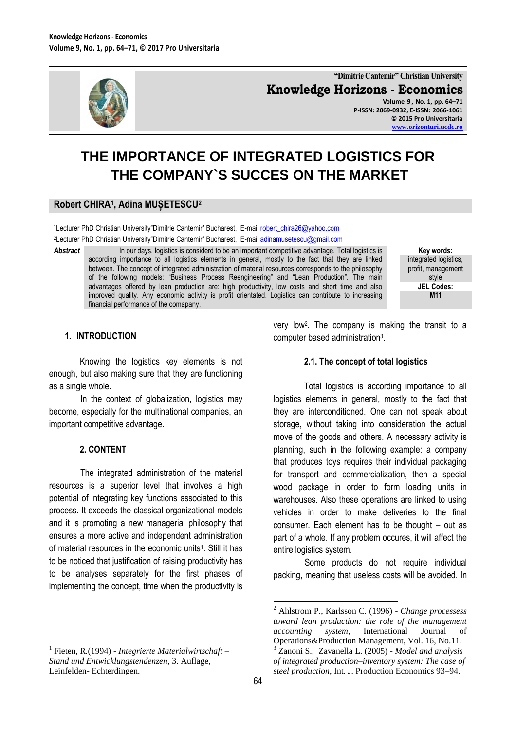# THE IMPORTANCE OF INTEGRATED LOGISTICS FOR THE COMPANY`S SUCCES ON THE MARKET

**Robert CHIRA[1], Adina MUȘETESCU[2]**

[1]Lecturer PhD Christian University"Dimitrie Cantemir" Bucharest, E-mail robert_chira26@yahoo.com
[2]Lecturer PhD Christian University"Dimitrie Cantemir" Bucharest, E-mail adinamusetescu@gmail.com

***Abstract*** In our days, logistics is considerd to be an important competitive advantage. Total logistics is according importance to all logistics elements in general, mostly to the fact that they are linked between. The concept of integrated administration of material resources corresponds to the philosophy of the following models: "Business Process Reengineering" and "Lean Production". The main advantages offered by lean production are: high productivity, low costs and short time and also improved quality. Any economic activity is profit orientated. Logistics can contribute to increasing financial performance of the comapany.

**Key words:** integrated logistics, profit, management style

**JEL Codes:** M11

## 1. INTRODUCTION

Knowing the logistics key elements is not enough, but also making sure that they are functioning as a single whole.

In the context of globalization, logistics may become, especially for the multinational companies, an important competitive advantage.

## 2. CONTENT

The integrated administration of the material resources is a superior level that involves a high potential of integrating key functions associated to this process. It exceeds the classical organizational models and it is promoting a new managerial philosophy that ensures a more active and independent administration of material resources in the economic units[1]. Still it has to be noticed that justification of raising productivity has to be analyses separately for the first phases of implementing the concept, time when the productivity is very low[2]. The company is making the transit to a computer based administration[3].

### 2.1. The concept of total logistics

Total logistics is according importance to all logistics elements in general, mostly to the fact that they are interconditioned. One can not speak about storage, without taking into consideration the actual move of the goods and others. A necessary activity is planning, such in the following example: a company that produces toys requires their individual packaging for transport and commercialization, then a special wood package in order to form loading units in warehouses. Also these operations are linked to using vehicles in order to make deliveries to the final consumer. Each element has to be thought – out as part of a whole. If any problem occures, it will affect the entire logistics system.

Some products do not require individual packing, meaning that useless costs will be avoided. In

---

[1] Fieten, R.(1994) - *Integrierte Materialwirtschaft – Stand und Entwicklungstendenzen,* 3. Auflage, Leinfelden- Echterdingen.

[2] Ahlstrom P., Karlsson C. (1996) - *Change processess toward lean production: the role of the management accounting system*, International Journal of Operations&Production Management, Vol. 16, No.11.

[3] Zanoni S., Zavanella L. (2005) - *Model and analysis of integrated production–inventory system: The case of steel production*, Int. J. Production Economics 93–94.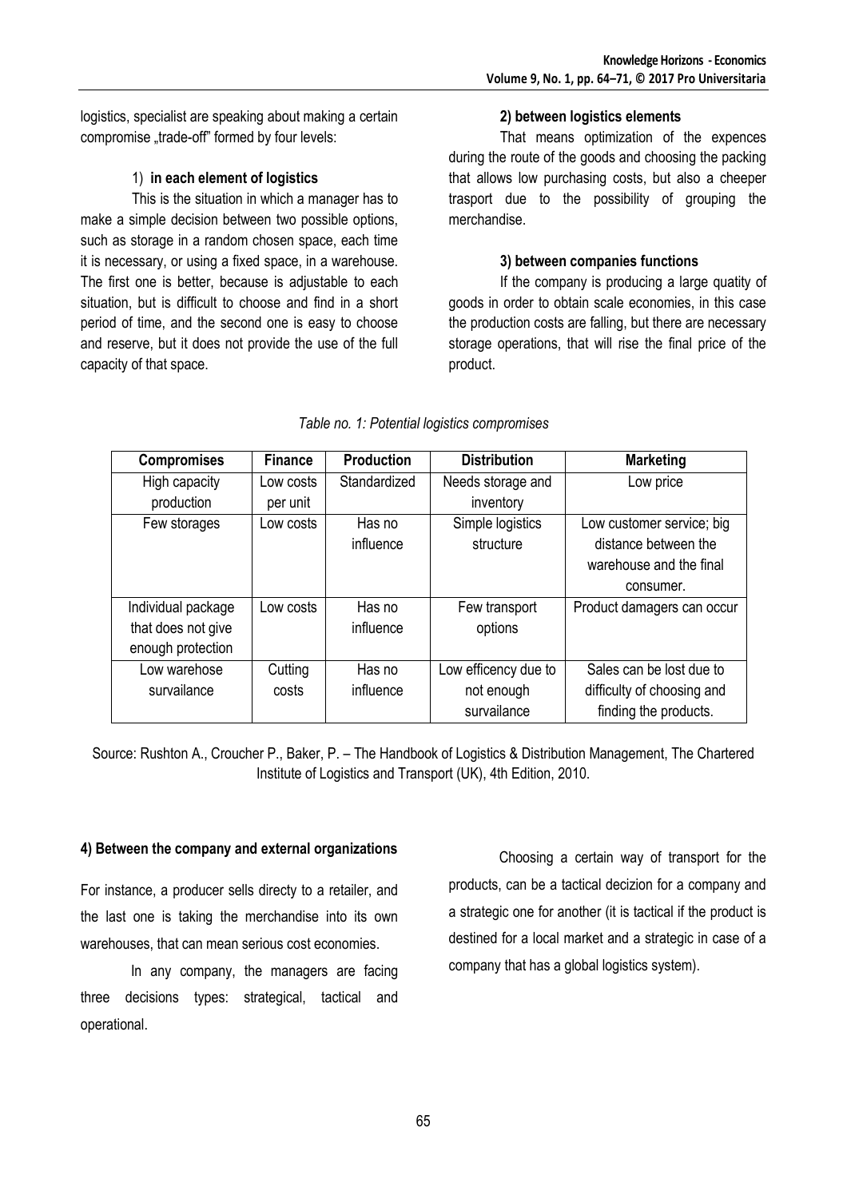logistics, specialist are speaking about making a certain compromise „trade-off" formed by four levels:

1) **in each element of logistics**

This is the situation in which a manager has to make a simple decision between two possible options, such as storage in a random chosen space, each time it is necessary, or using a fixed space, in a warehouse. The first one is better, because is adjustable to each situation, but is difficult to choose and find in a short period of time, and the second one is easy to choose and reserve, but it does not provide the use of the full capacity of that space.

**2) between logistics elements**

That means optimization of the expences during the route of the goods and choosing the packing that allows low purchasing costs, but also a cheeper trasport due to the possibility of grouping the merchandise.

**3) between companies functions**

If the company is producing a large quatity of goods in order to obtain scale economies, in this case the production costs are falling, but there are necessary storage operations, that will rise the final price of the product.

*Table no. 1: Potential logistics compromises*

| Compromises | Finance | Production | Distribution | Marketing |
|---|---|---|---|---|
| High capacity production | Low costs per unit | Standardized | Needs storage and inventory | Low price |
| Few storages | Low costs | Has no influence | Simple logistics structure | Low customer service; big distance between the warehouse and the final consumer. |
| Individual package that does not give enough protection | Low costs | Has no influence | Few transport options | Product damagers can occur |
| Low warehose survailance | Cutting costs | Has no influence | Low efficency due to not enough survailance | Sales can be lost due to difficulty of choosing and finding the products. |

Source: Rushton A., Croucher P., Baker, P. – The Handbook of Logistics & Distribution Management, The Chartered Institute of Logistics and Transport (UK), 4th Edition, 2010.

**4) Between the company and external organizations**

For instance, a producer sells directy to a retailer, and the last one is taking the merchandise into its own warehouses, that can mean serious cost economies.

In any company, the managers are facing three decisions types: strategical, tactical and operational.

Choosing a certain way of transport for the products, can be a tactical decizion for a company and a strategic one for another (it is tactical if the product is destined for a local market and a strategic in case of a company that has a global logistics system).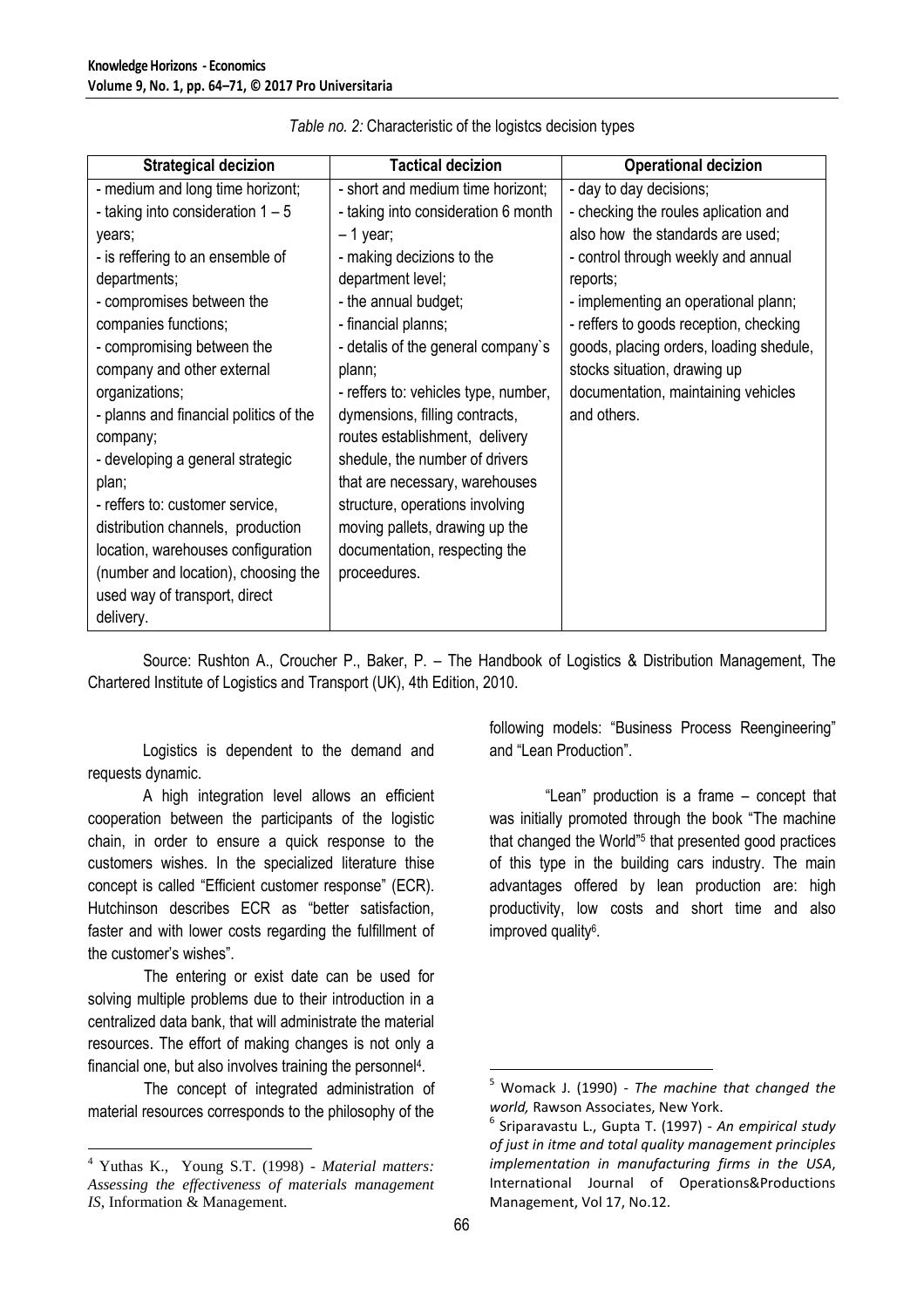*Table no. 2:* Characteristic of the logistcs decision types

| Strategical decizion | Tactical decizion | Operational decizion |
|---|---|---|
| - medium and long time horizont;<br>- taking into consideration 1 – 5 years;<br>- is reffering to an ensemble of departments;<br>- compromises between the companies functions;<br>- compromising between the company and other external organizations;<br>- planns and financial politics of the company;<br>- developing a general strategic plan;<br>- reffers to: customer service, distribution channels, production location, warehouses configuration (number and location), choosing the used way of transport, direct delivery. | - short and medium time horizont;<br>- taking into consideration 6 month – 1 year;<br>- making decizions to the department level;<br>- the annual budget;<br>- financial planns;<br>- detalis of the general company`s plann;<br>- reffers to: vehicles type, number, dymensions, filling contracts, routes establishment, delivery shedule, the number of drivers that are necessary, warehouses structure, operations involving moving pallets, drawing up the documentation, respecting the proceedures. | - day to day decisions;<br>- checking the roules aplication and also how the standards are used;<br>- control through weekly and annual reports;<br>- implementing an operational plann;<br>- reffers to goods reception, checking goods, placing orders, loading shedule, stocks situation, drawing up documentation, maintaining vehicles and others. |

Source: Rushton A., Croucher P., Baker, P. – The Handbook of Logistics & Distribution Management, The Chartered Institute of Logistics and Transport (UK), 4th Edition, 2010.

Logistics is dependent to the demand and requests dynamic.

A high integration level allows an efficient cooperation between the participants of the logistic chain, in order to ensure a quick response to the customers wishes. In the specialized literature thise concept is called "Efficient customer response" (ECR). Hutchinson describes ECR as "better satisfaction, faster and with lower costs regarding the fulfillment of the customer's wishes".

The entering or exist date can be used for solving multiple problems due to their introduction in a centralized data bank, that will administrate the material resources. The effort of making changes is not only a financial one, but also involves training the personnel[4].

The concept of integrated administration of material resources corresponds to the philosophy of the following models: "Business Process Reengineering" and "Lean Production".

"Lean" production is a frame – concept that was initially promoted through the book "The machine that changed the World"[5] that presented good practices of this type in the building cars industry. The main advantages offered by lean production are: high productivity, low costs and short time and also improved quality[6].

---

[4] Yuthas K., Young S.T. (1998) - *Material matters: Assessing the effectiveness of materials management IS*, Information & Management.

[5] Womack J. (1990) - *The machine that changed the world,* Rawson Associates, New York.

[6] Sriparavastu L., Gupta T. (1997) - *An empirical study of just in itme and total quality management principles implementation in manufacturing firms in the USA*, International Journal of Operations&Productions Management, Vol 17, No.12.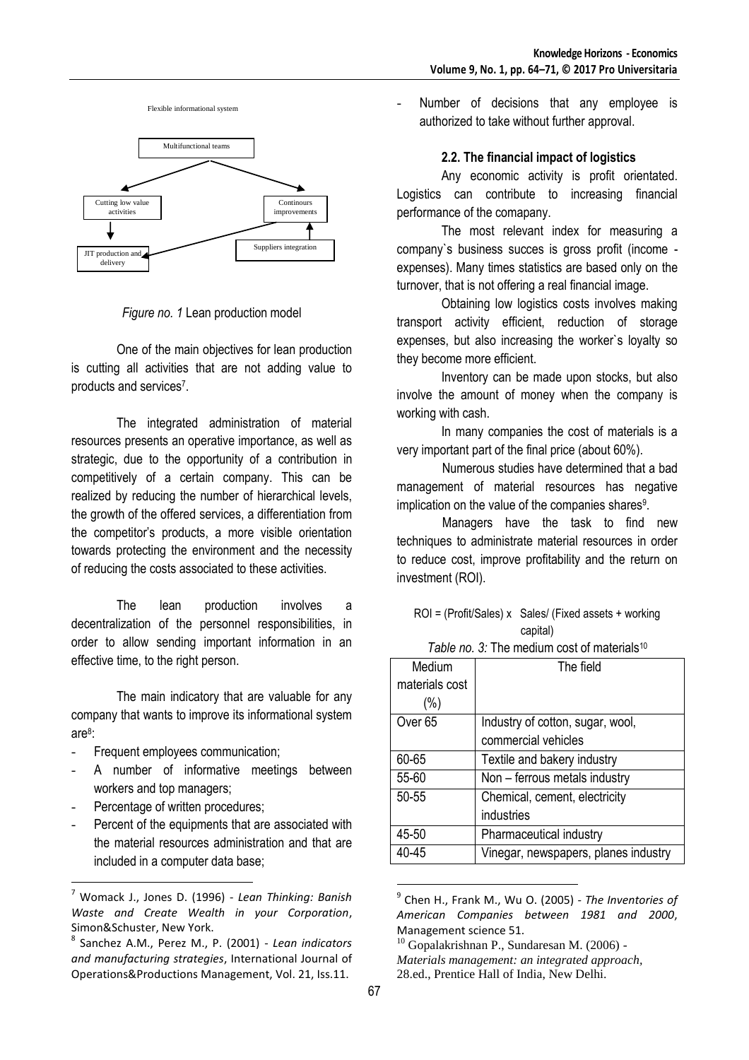Flexible informational system

Multifunctional teams

Cutting low value activities

Continours improvements

JIT production and delivery

Suppliers integration

*Figure no. 1* Lean production model

One of the main objectives for lean production is cutting all activities that are not adding value to products and services[7].

The integrated administration of material resources presents an operative importance, as well as strategic, due to the opportunity of a contribution in competitively of a certain company. This can be realized by reducing the number of hierarchical levels, the growth of the offered services, a differentiation from the competitor's products, a more visible orientation towards protecting the environment and the necessity of reducing the costs associated to these activities.

The lean production involves a decentralization of the personnel responsibilities, in order to allow sending important information in an effective time, to the right person.

The main indicatory that are valuable for any company that wants to improve its informational system are[8]:

- Frequent employees communication;
- A number of informative meetings between workers and top managers;
- Percentage of written procedures;
- Percent of the equipments that are associated with the material resources administration and that are included in a computer data base;
- Number of decisions that any employee is authorized to take without further approval.

### 2.2. The financial impact of logistics

Any economic activity is profit orientated. Logistics can contribute to increasing financial performance of the comapany.

The most relevant index for measuring a company`s business succes is gross profit (income - expenses). Many times statistics are based only on the turnover, that is not offering a real financial image.

Obtaining low logistics costs involves making transport activity efficient, reduction of storage expenses, but also increasing the worker`s loyalty so they become more efficient.

Inventory can be made upon stocks, but also involve the amount of money when the company is working with cash.

In many companies the cost of materials is a very important part of the final price (about 60%).

Numerous studies have determined that a bad management of material resources has negative implication on the value of the companies shares[9].

Managers have the task to find new techniques to administrate material resources in order to reduce cost, improve profitability and the return on investment (ROI).

$$ROI = (Profit/Sales) \times Sales/(Fixed\ assets + working\ capital)$$

*Table no. 3:* The medium cost of materials[10]

| Medium materials cost (%) | The field |
|---|---|
| Over 65 | Industry of cotton, sugar, wool, commercial vehicles |
| 60-65 | Textile and bakery industry |
| 55-60 | Non – ferrous metals industry |
| 50-55 | Chemical, cement, electricity industries |
| 45-50 | Pharmaceutical industry |
| 40-45 | Vinegar, newspapers, planes industry |

---

[7] Womack J., Jones D. (1996) - *Lean Thinking: Banish Waste and Create Wealth in your Corporation*, Simon&Schuster, New York.

[8] Sanchez A.M., Perez M., P. (2001) - *Lean indicators and manufacturing strategies*, International Journal of Operations&Productions Management, Vol. 21, Iss.11.

[9] Chen H., Frank M., Wu O. (2005) - *The Inventories of American Companies between 1981 and 2000*, Management science 51.

[10] Gopalakrishnan P., Sundaresan M. (2006) - *Materials management: an integrated approach*, 28.ed., Prentice Hall of India, New Delhi.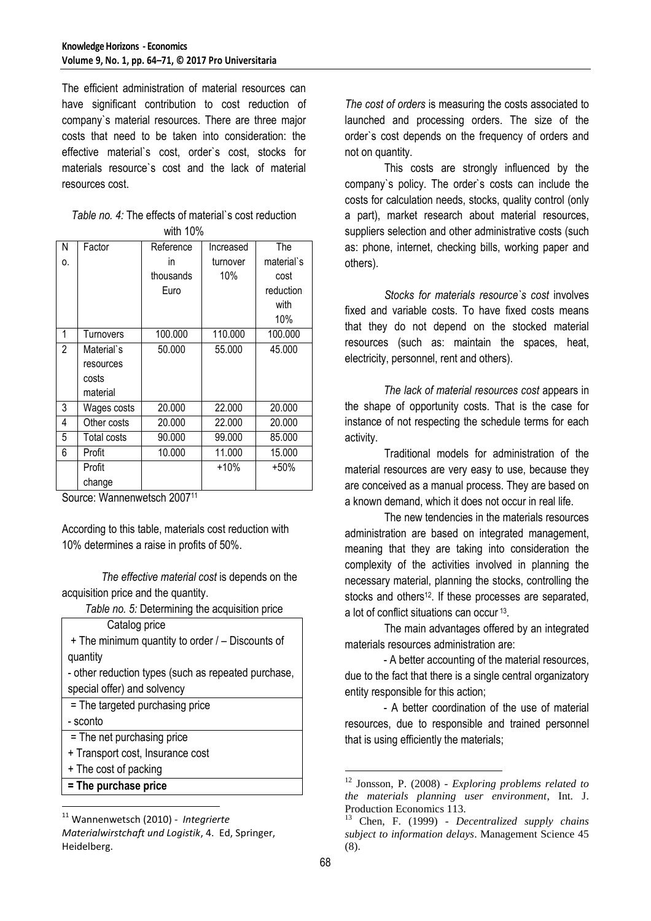The efficient administration of material resources can have significant contribution to cost reduction of company`s material resources. There are three major costs that need to be taken into consideration: the effective material`s cost, order`s cost, stocks for materials resource`s cost and the lack of material resources cost.

*Table no. 4:* The effects of material`s cost reduction with 10%

| No. | Factor | Reference in thousands Euro | Increased turnover 10% | The material`s cost reduction with 10% |
|---|---|---|---|---|
| 1 | Turnovers | 100.000 | 110.000 | 100.000 |
| 2 | Material`s resources costs material | 50.000 | 55.000 | 45.000 |
| 3 | Wages costs | 20.000 | 22.000 | 20.000 |
| 4 | Other costs | 20.000 | 22.000 | 20.000 |
| 5 | Total costs | 90.000 | 99.000 | 85.000 |
| 6 | Profit | 10.000 | 11.000 | 15.000 |
| | Profit change | | +10% | +50% |

Source: Wannenwetsch 2007[11]

According to this table, materials cost reduction with 10% determines a raise in profits of 50%.

*The effective material cost* is depends on the acquisition price and the quantity.

*Table no. 5:* Determining the acquisition price

| Catalog price |
|---|
| + The minimum quantity to order / – Discounts of quantity |
| - other reduction types (such as repeated purchase, special offer) and solvency |
| = The targeted purchasing price |
| - sconto |
| = The net purchasing price |
| + Transport cost, Insurance cost |
| + The cost of packing |
| **= The purchase price** |

*The cost of orders* is measuring the costs associated to launched and processing orders. The size of the order`s cost depends on the frequency of orders and not on quantity.

This costs are strongly influenced by the company`s policy. The order`s costs can include the costs for calculation needs, stocks, quality control (only a part), market research about material resources, suppliers selection and other administrative costs (such as: phone, internet, checking bills, working paper and others).

*Stocks for materials resource`s cost* involves fixed and variable costs. To have fixed costs means that they do not depend on the stocked material resources (such as: maintain the spaces, heat, electricity, personnel, rent and others).

*The lack of material resources cost* appears in the shape of opportunity costs. That is the case for instance of not respecting the schedule terms for each activity.

Traditional models for administration of the material resources are very easy to use, because they are conceived as a manual process. They are based on a known demand, which it does not occur in real life.

The new tendencies in the materials resources administration are based on integrated management, meaning that they are taking into consideration the complexity of the activities involved in planning the necessary material, planning the stocks, controlling the stocks and others[12]. If these processes are separated, a lot of conflict situations can occur[13].

The main advantages offered by an integrated materials resources administration are:

- A better accounting of the material resources, due to the fact that there is a single central organizatory entity responsible for this action;

- A better coordination of the use of material resources, due to responsible and trained personnel that is using efficiently the materials;

---

[11] Wannenwetsch (2010) - *Integrierte Materialwirstchaft und Logistik*, 4. Ed, Springer, Heidelberg.

[12] Jonsson, P. (2008) - *Exploring problems related to the materials planning user environment*, Int. J. Production Economics 113.

[13] Chen, F. (1999) - *Decentralized supply chains subject to information delays*. Management Science 45 (8).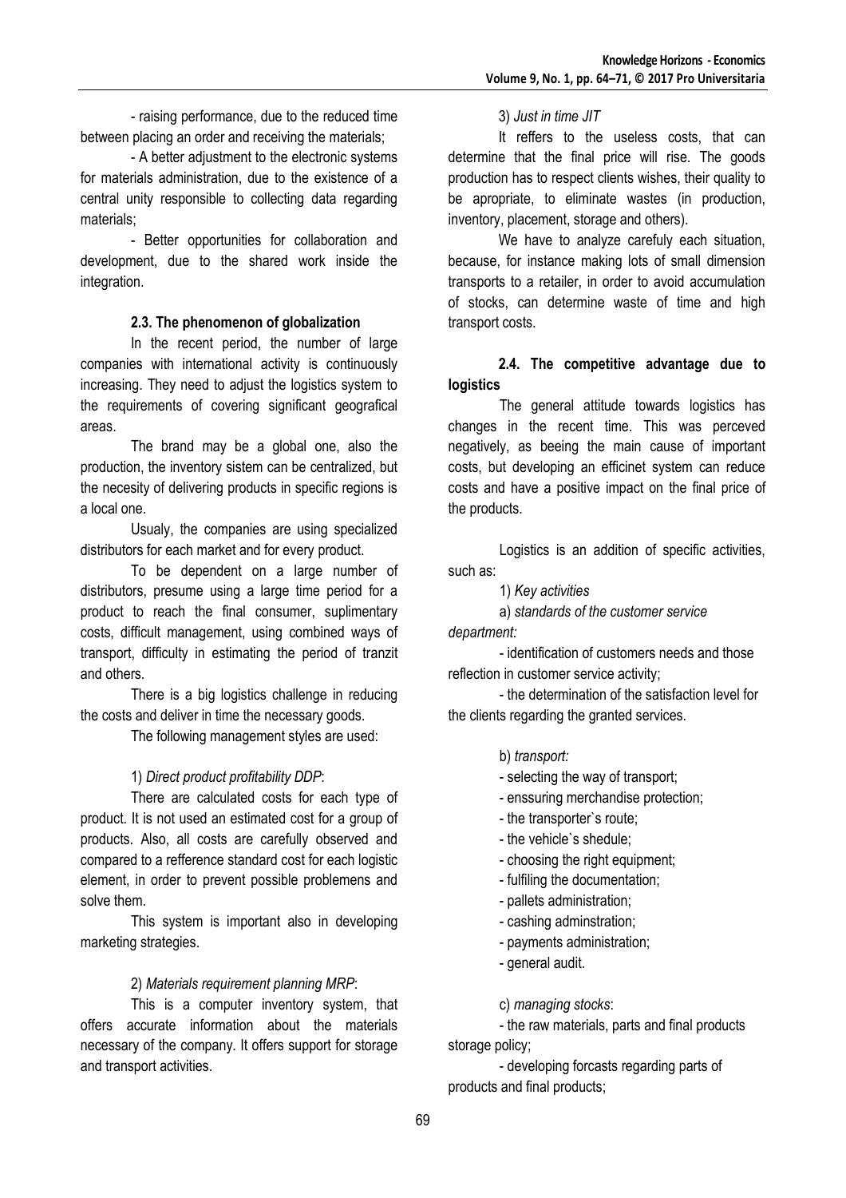- raising performance, due to the reduced time between placing an order and receiving the materials;

- A better adjustment to the electronic systems for materials administration, due to the existence of a central unity responsible to collecting data regarding materials;

- Better opportunities for collaboration and development, due to the shared work inside the integration.

### 2.3. The phenomenon of globalization

In the recent period, the number of large companies with international activity is continuously increasing. They need to adjust the logistics system to the requirements of covering significant geografical areas.

The brand may be a global one, also the production, the inventory sistem can be centralized, but the necesity of delivering products in specific regions is a local one.

Usualy, the companies are using specialized distributors for each market and for every product.

To be dependent on a large number of distributors, presume using a large time period for a product to reach the final consumer, suplimentary costs, difficult management, using combined ways of transport, difficulty in estimating the period of tranzit and others.

There is a big logistics challenge in reducing the costs and deliver in time the necessary goods.

The following management styles are used:

1) *Direct product profitability DDP*:

There are calculated costs for each type of product. It is not used an estimated cost for a group of products. Also, all costs are carefully observed and compared to a refference standard cost for each logistic element, in order to prevent possible problemens and solve them.

This system is important also in developing marketing strategies.

2) *Materials requirement planning MRP*:

This is a computer inventory system, that offers accurate information about the materials necessary of the company. It offers support for storage and transport activities.

3) *Just in time JIT*

It reffers to the useless costs, that can determine that the final price will rise. The goods production has to respect clients wishes, their quality to be apropriate, to eliminate wastes (in production, inventory, placement, storage and others).

We have to analyze carefuly each situation, because, for instance making lots of small dimension transports to a retailer, in order to avoid accumulation of stocks, can determine waste of time and high transport costs.

### 2.4. The competitive advantage due to logistics

The general attitude towards logistics has changes in the recent time. This was perceived negatively, as beeing the main cause of important costs, but developing an efficinet system can reduce costs and have a positive impact on the final price of the products.

Logistics is an addition of specific activities, such as:

1) *Key activities*

a) *standards of the customer service department:*

- identification of customers needs and those reflection in customer service activity;
- the determination of the satisfaction level for the clients regarding the granted services.

b) *transport:*

- selecting the way of transport;
- enssuring merchandise protection;
- the transporter`s route;
- the vehicle`s shedule;
- choosing the right equipment;
- fulfiling the documentation;
- pallets administration;
- cashing adminstration;
- payments administration;
- general audit.

c) *managing stocks*:

- the raw materials, parts and final products storage policy;
- developing forcasts regarding parts of products and final products;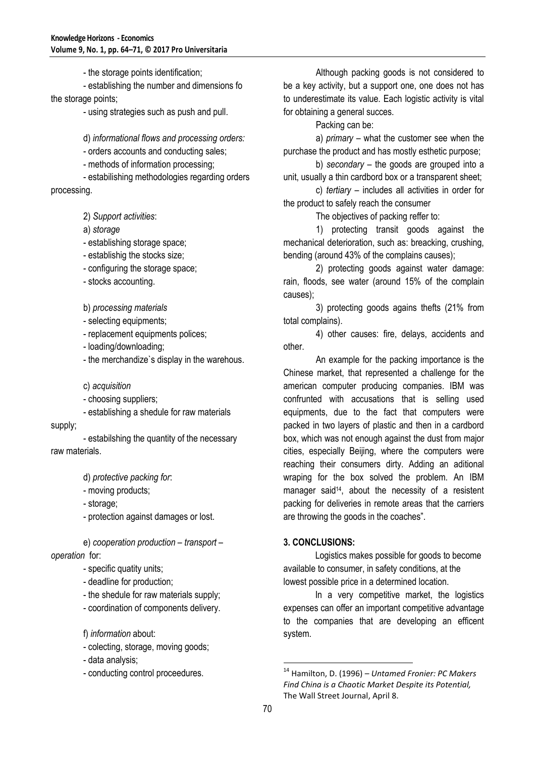- the storage points identification;

- establishing the number and dimensions fo the storage points;

- using strategies such as push and pull.

d) *informational flows and processing orders:*

- orders accounts and conducting sales;

- methods of information processing;

- estabilishing methodologies regarding orders processing.

2) *Support activities*:

a) *storage*

- establishing storage space;

- establishig the stocks size;

- configuring the storage space;

- stocks accounting.

b) *processing materials*

- selecting equipments;

- replacement equipments polices;

- loading/downloading;

- the merchandize`s display in the warehous.

c) *acquisition*

- choosing suppliers;

- establishing a shedule for raw materials supply;

- estabilshing the quantity of the necessary raw materials.

d) *protective packing for*:

- moving products;

- storage;

- protection against damages or lost.

e) *cooperation production – transport – operation* for:

- specific quatity units;

- deadline for production;

- the shedule for raw materials supply;

- coordination of components delivery.

f) *information* about:

- colecting, storage, moving goods;

- data analysis;

- conducting control proceedures.

Although packing goods is not considered to be a key activity, but a support one, one does not has to underestimate its value. Each logistic activity is vital for obtaining a general succes.

Packing can be:

a) *primary* – what the customer see when the purchase the product and has mostly esthetic purpose;

b) *secondary* – the goods are grouped into a unit, usually a thin cardbord box or a transparent sheet;

c) *tertiary* – includes all activities in order for the product to safely reach the consumer

The objectives of packing reffer to:

1) protecting transit goods against the mechanical deterioration, such as: breacking, crushing, bending (around 43% of the complains causes);

2) protecting goods against water damage: rain, floods, see water (around 15% of the complain causes);

3) protecting goods agains thefts (21% from total complains).

4) other causes: fire, delays, accidents and other.

An example for the packing importance is the Chinese market, that represented a challenge for the american computer producing companies. IBM was confrunted with accusations that is selling used equipments, due to the fact that computers were packed in two layers of plastic and then in a cardbord box, which was not enough against the dust from major cities, especially Beijing, where the computers were reaching their consumers dirty. Adding an aditional wraping for the box solved the problem. An IBM manager said[14], about the necessity of a resistent packing for deliveries in remote areas that the carriers are throwing the goods in the coaches".

## 3. CONCLUSIONS:

Logistics makes possible for goods to become available to consumer, in safety conditions, at the lowest possible price in a determined location.

In a very competitive market, the logistics expenses can offer an important competitive advantage to the companies that are developing an efficent system.

---

[14] Hamilton, D. (1996) – *Untamed Fronier: PC Makers Find China is a Chaotic Market Despite its Potential,* The Wall Street Journal, April 8.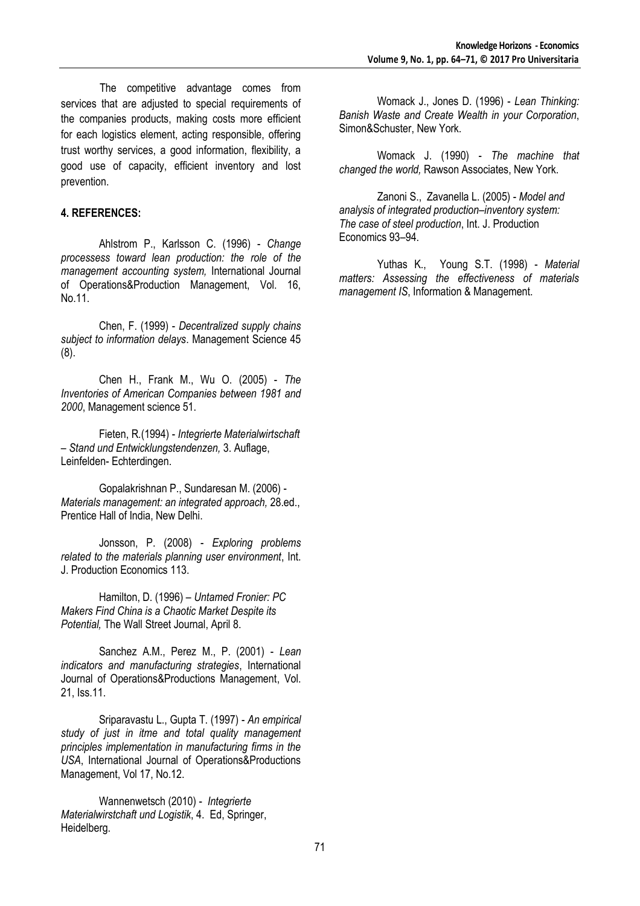The competitive advantage comes from services that are adjusted to special requirements of the companies products, making costs more efficient for each logistics element, acting responsible, offering trust worthy services, a good information, flexibility, a good use of capacity, efficient inventory and lost prevention.

## 4. REFERENCES:

Ahlstrom P., Karlsson C. (1996) - *Change processess toward lean production: the role of the management accounting system,* International Journal of Operations&Production Management, Vol. 16, No.11.

Chen, F. (1999) - *Decentralized supply chains subject to information delays*. Management Science 45 (8).

Chen H., Frank M., Wu O. (2005) - *The Inventories of American Companies between 1981 and 2000*, Management science 51.

Fieten, R.(1994) - *Integrierte Materialwirtschaft – Stand und Entwicklungstendenzen,* 3. Auflage, Leinfelden- Echterdingen.

Gopalakrishnan P., Sundaresan M. (2006) - *Materials management: an integrated approach,* 28.ed., Prentice Hall of India, New Delhi.

Jonsson, P. (2008) - *Exploring problems related to the materials planning user environment*, Int. J. Production Economics 113.

Hamilton, D. (1996) – *Untamed Fronier: PC Makers Find China is a Chaotic Market Despite its Potential,* The Wall Street Journal, April 8.

Sanchez A.M., Perez M., P. (2001) - *Lean indicators and manufacturing strategies*, International Journal of Operations&Productions Management, Vol. 21, Iss.11.

Sriparavastu L., Gupta T. (1997) - *An empirical study of just in itme and total quality management principles implementation in manufacturing firms in the USA*, International Journal of Operations&Productions Management, Vol 17, No.12.

Wannenwetsch (2010) - *Integrierte Materialwirstchaft und Logistik*, 4. Ed, Springer, Heidelberg.

Womack J., Jones D. (1996) - *Lean Thinking: Banish Waste and Create Wealth in your Corporation*, Simon&Schuster, New York.

Womack J. (1990) - *The machine that changed the world,* Rawson Associates, New York.

Zanoni S., Zavanella L. (2005) - *Model and analysis of integrated production–inventory system: The case of steel production*, Int. J. Production Economics 93–94.

Yuthas K., Young S.T. (1998) - *Material matters: Assessing the effectiveness of materials management IS*, Information & Management.